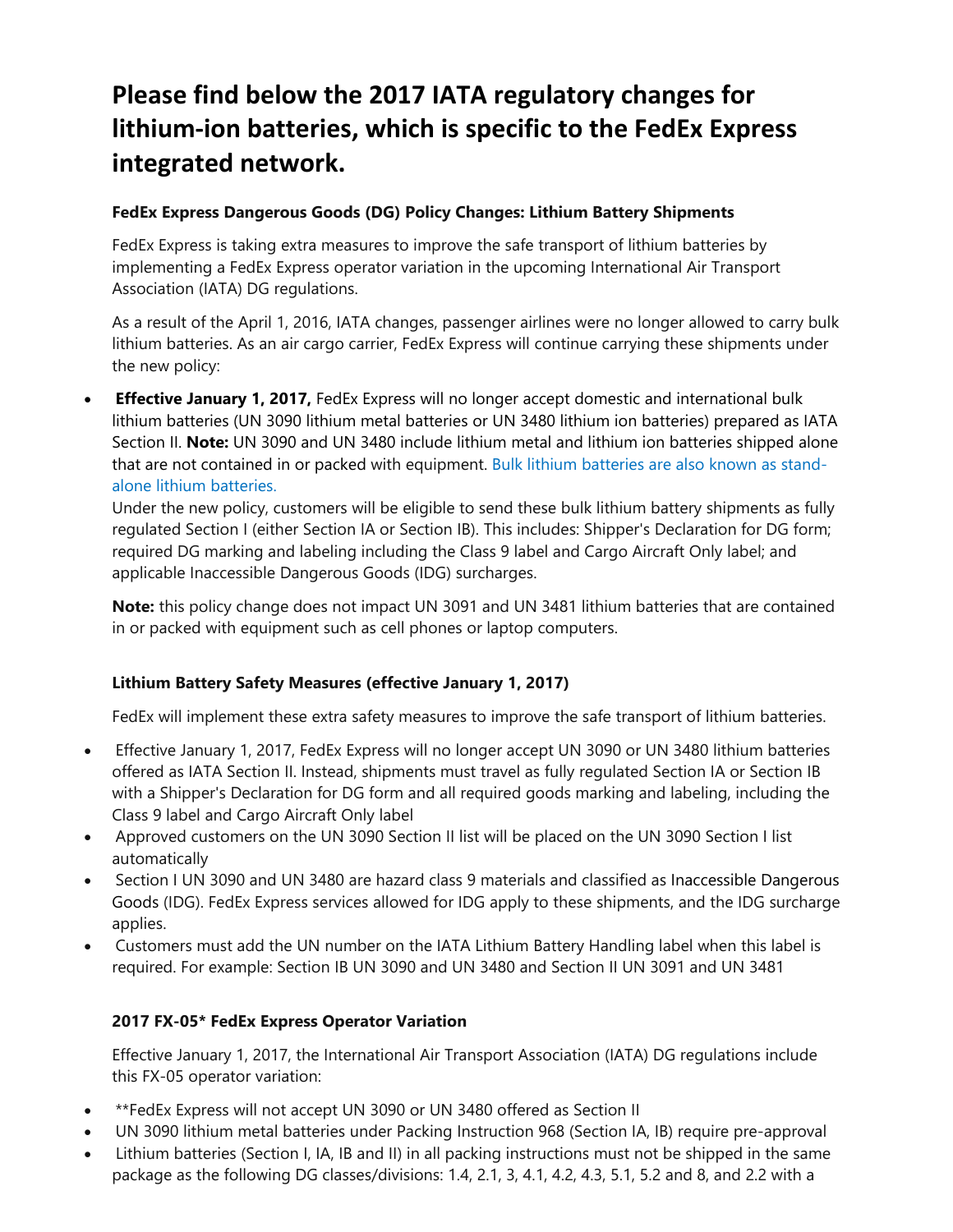# Please find below the 2017 IATA regulatory changes for lithium-ion batteries, which is specific to the FedEx Express integrated network.

### FedEx Express Dangerous Goods (DG) Policy Changes: Lithium Battery Shipments

FedEx Express is taking extra measures to improve the safe transport of lithium batteries by implementing a FedEx Express operator variation in the upcoming International Air Transport Association (IATA) DG regulations.

As a result of the April 1, 2016, IATA changes, passenger airlines were no longer allowed to carry bulk lithium batteries. As an air cargo carrier, FedEx Express will continue carrying these shipments under the new policy:

- **Effective January 1, 2017,** FedEx Express will no longer accept domestic and international bulk lithium batteries (UN 3090 lithium metal batteries or UN 3480 lithium ion batteries) prepared as IATA Section II. **Note:** UN 3090 and UN 3480 include lithium metal and lithium ion batteries shipped alone that are not contained in or packed with equipment. Bulk lithium batteries are also known as stand-alone lithium batteries.
  Under the new policy, customers will be eligible to send these bulk lithium battery shipments as fully regulated Section I (either Section IA or Section IB). This includes: Shipper's Declaration for DG form; required DG marking and labeling including the Class 9 label and Cargo Aircraft Only label; and applicable Inaccessible Dangerous Goods (IDG) surcharges.

  **Note:** this policy change does not impact UN 3091 and UN 3481 lithium batteries that are contained in or packed with equipment such as cell phones or laptop computers.

### Lithium Battery Safety Measures (effective January 1, 2017)

FedEx will implement these extra safety measures to improve the safe transport of lithium batteries.

- Effective January 1, 2017, FedEx Express will no longer accept UN 3090 or UN 3480 lithium batteries offered as IATA Section II. Instead, shipments must travel as fully regulated Section IA or Section IB with a Shipper's Declaration for DG form and all required goods marking and labeling, including the Class 9 label and Cargo Aircraft Only label
- Approved customers on the UN 3090 Section II list will be placed on the UN 3090 Section I list automatically
- Section I UN 3090 and UN 3480 are hazard class 9 materials and classified as Inaccessible Dangerous Goods (IDG). FedEx Express services allowed for IDG apply to these shipments, and the IDG surcharge applies.
- Customers must add the UN number on the IATA Lithium Battery Handling label when this label is required. For example: Section IB UN 3090 and UN 3480 and Section II UN 3091 and UN 3481

### 2017 FX-05* FedEx Express Operator Variation

Effective January 1, 2017, the International Air Transport Association (IATA) DG regulations include this FX-05 operator variation:

- **FedEx Express will not accept UN 3090 or UN 3480 offered as Section II
- UN 3090 lithium metal batteries under Packing Instruction 968 (Section IA, IB) require pre-approval
- Lithium batteries (Section I, IA, IB and II) in all packing instructions must not be shipped in the same package as the following DG classes/divisions: 1.4, 2.1, 3, 4.1, 4.2, 4.3, 5.1, 5.2 and 8, and 2.2 with a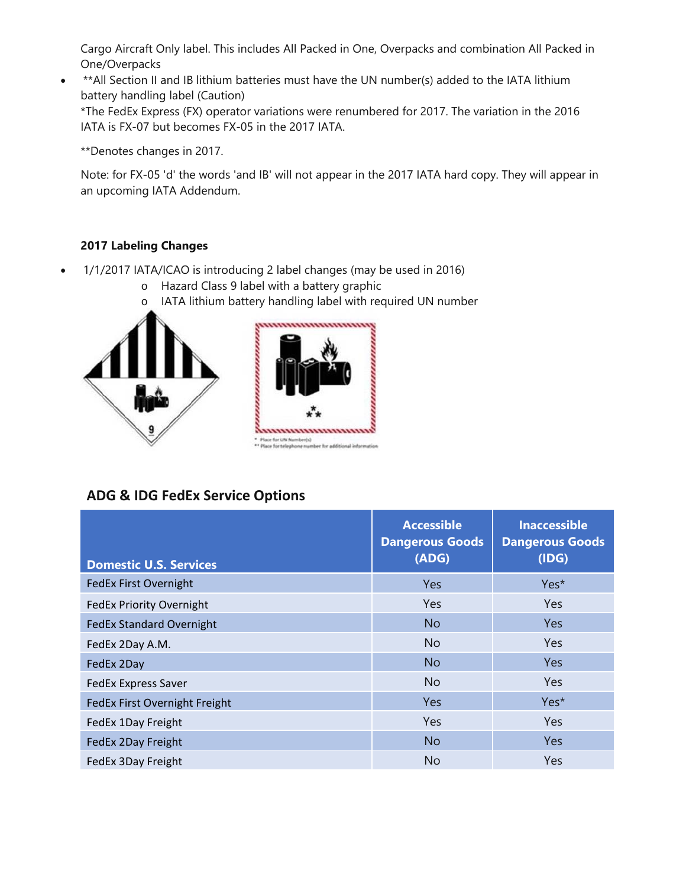Cargo Aircraft Only label. This includes All Packed in One, Overpacks and combination All Packed in One/Overpacks

- **All Section II and IB lithium batteries must have the UN number(s) added to the IATA lithium battery handling label (Caution)

*The FedEx Express (FX) operator variations were renumbered for 2017. The variation in the 2016 IATA is FX-07 but becomes FX-05 in the 2017 IATA.

**Denotes changes in 2017.

Note: for FX-05 'd' the words 'and IB' will not appear in the 2017 IATA hard copy. They will appear in an upcoming IATA Addendum.

**2017 Labeling Changes**

- 1/1/2017 IATA/ICAO is introducing 2 label changes (may be used in 2016)
  - o Hazard Class 9 label with a battery graphic
  - o IATA lithium battery handling label with required UN number

* Place for UN Number(s)
** Place for telephone number for additional information

## ADG & IDG FedEx Service Options

| Domestic U.S. Services | Accessible Dangerous Goods (ADG) | Inaccessible Dangerous Goods (IDG) |
|---|---|---|
| FedEx First Overnight | Yes | Yes* |
| FedEx Priority Overnight | Yes | Yes |
| FedEx Standard Overnight | No | Yes |
| FedEx 2Day A.M. | No | Yes |
| FedEx 2Day | No | Yes |
| FedEx Express Saver | No | Yes |
| FedEx First Overnight Freight | Yes | Yes* |
| FedEx 1Day Freight | Yes | Yes |
| FedEx 2Day Freight | No | Yes |
| FedEx 3Day Freight | No | Yes |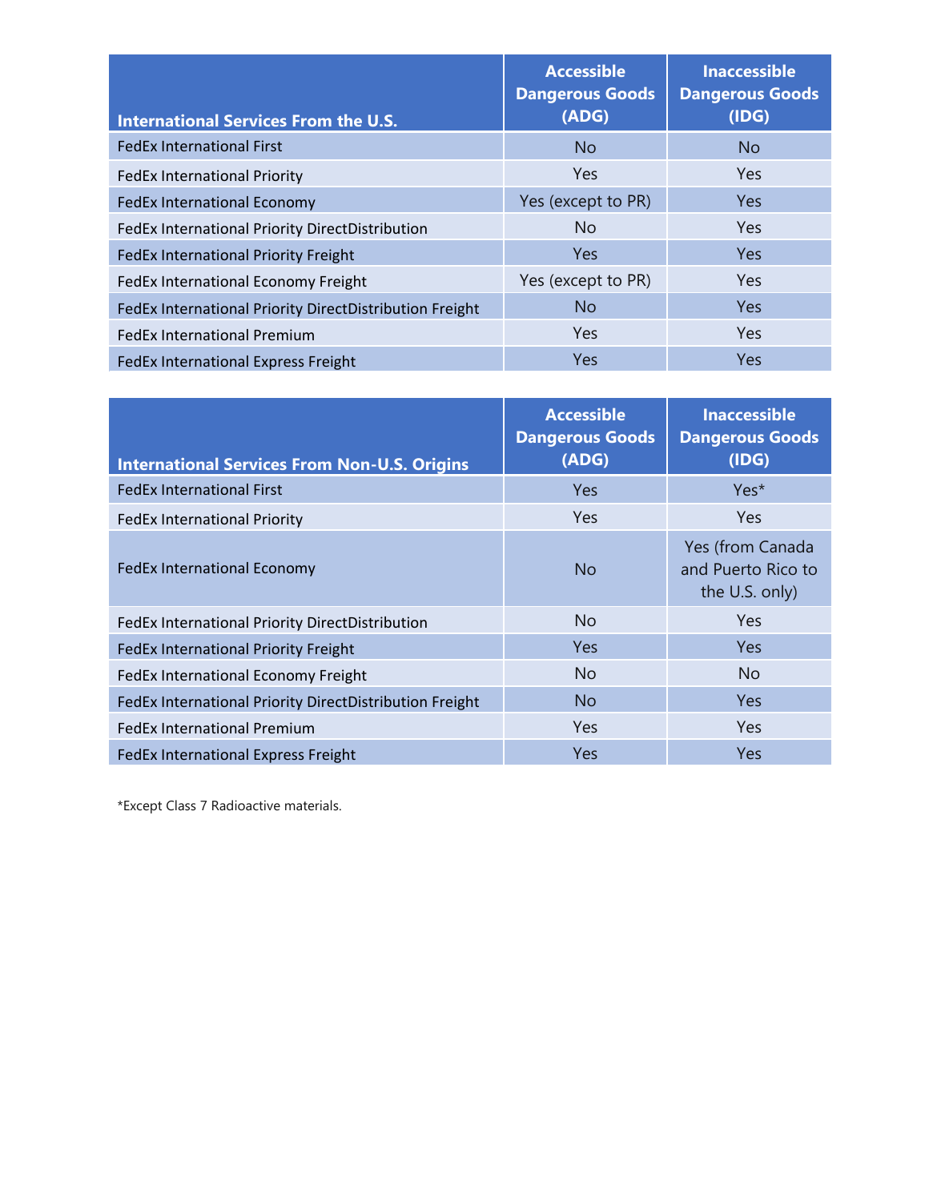| International Services From the U.S. | Accessible Dangerous Goods (ADG) | Inaccessible Dangerous Goods (IDG) |
|---|---|---|
| FedEx International First | No | No |
| FedEx International Priority | Yes | Yes |
| FedEx International Economy | Yes (except to PR) | Yes |
| FedEx International Priority DirectDistribution | No | Yes |
| FedEx International Priority Freight | Yes | Yes |
| FedEx International Economy Freight | Yes (except to PR) | Yes |
| FedEx International Priority DirectDistribution Freight | No | Yes |
| FedEx International Premium | Yes | Yes |
| FedEx International Express Freight | Yes | Yes |

| International Services From Non-U.S. Origins | Accessible Dangerous Goods (ADG) | Inaccessible Dangerous Goods (IDG) |
|---|---|---|
| FedEx International First | Yes | Yes* |
| FedEx International Priority | Yes | Yes |
| FedEx International Economy | No | Yes (from Canada and Puerto Rico to the U.S. only) |
| FedEx International Priority DirectDistribution | No | Yes |
| FedEx International Priority Freight | Yes | Yes |
| FedEx International Economy Freight | No | No |
| FedEx International Priority DirectDistribution Freight | No | Yes |
| FedEx International Premium | Yes | Yes |
| FedEx International Express Freight | Yes | Yes |

*Except Class 7 Radioactive materials.